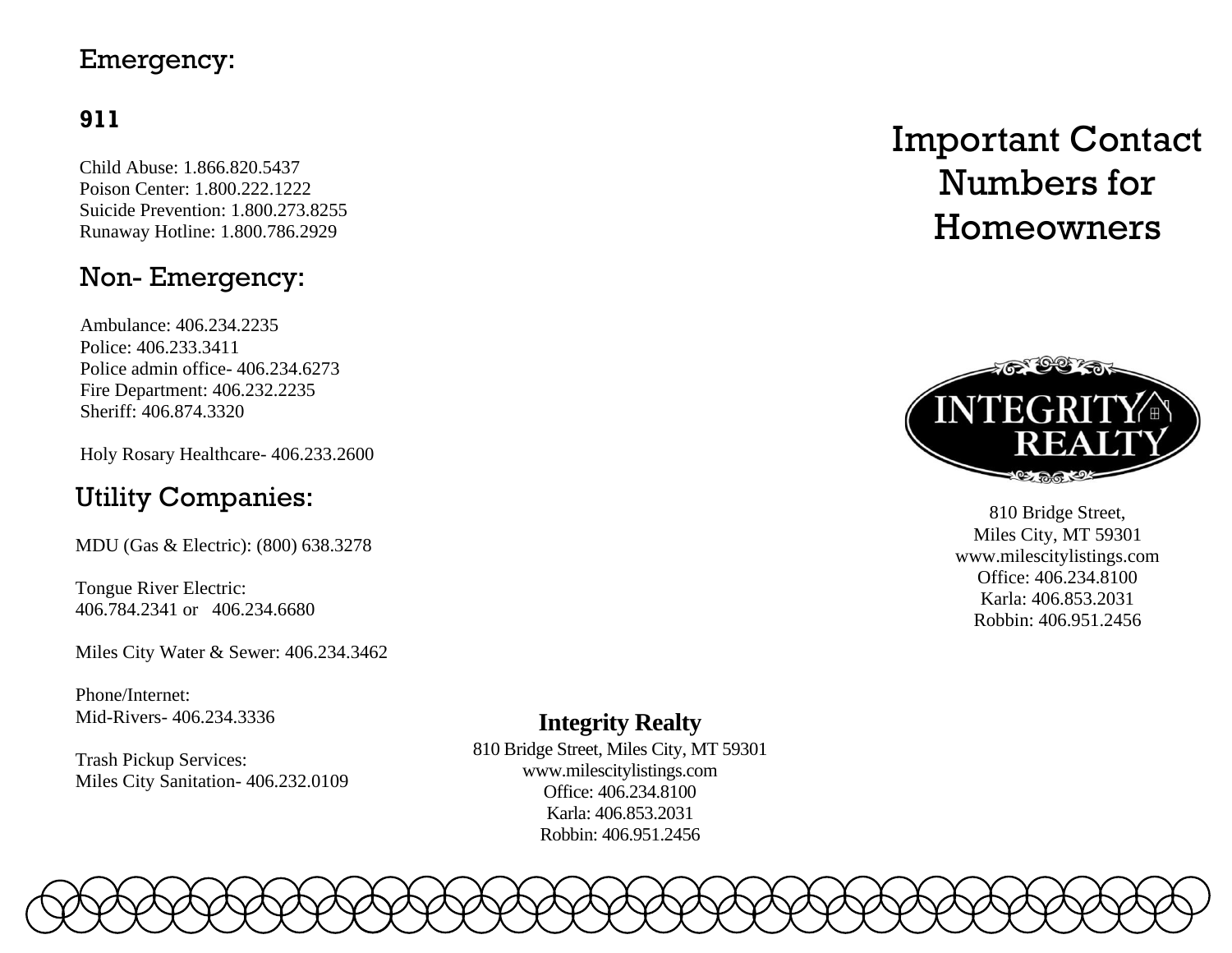## Emergency:

**911**

Child Abuse: 1.866.820.5437
Poison Center: 1.800.222.1222
Suicide Prevention: 1.800.273.8255
Runaway Hotline: 1.800.786.2929

## Non- Emergency:

Ambulance: 406.234.2235
Police: 406.233.3411
Police admin office- 406.234.6273
Fire Department: 406.232.2235
Sheriff: 406.874.3320

Holy Rosary Healthcare- 406.233.2600

## Utility Companies:

MDU (Gas & Electric): (800) 638.3278

Tongue River Electric:
406.784.2341 or 406.234.6680

Miles City Water & Sewer: 406.234.3462

Phone/Internet:
Mid-Rivers- 406.234.3336

Trash Pickup Services:
Miles City Sanitation- 406.232.0109

**Integrity Realty**

810 Bridge Street, Miles City, MT 59301
www.milescitylistings.com
Office: 406.234.8100
Karla: 406.853.2031
Robbin: 406.951.2456

# Important Contact Numbers for Homeowners

INTEGRITY REALTY

810 Bridge Street,
Miles City, MT 59301
www.milescitylistings.com
Office: 406.234.8100
Karla: 406.853.2031
Robbin: 406.951.2456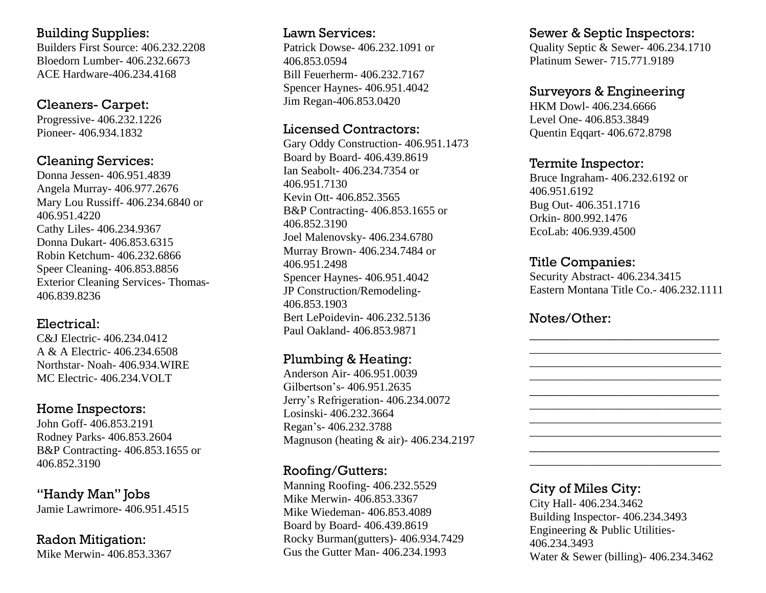## Building Supplies:

Builders First Source: 406.232.2208
Bloedorn Lumber- 406.232.6673
ACE Hardware-406.234.4168

## Cleaners- Carpet:

Progressive- 406.232.1226
Pioneer- 406.934.1832

## Cleaning Services:

Donna Jessen- 406.951.4839
Angela Murray- 406.977.2676
Mary Lou Russiff- 406.234.6840 or 406.951.4220
Cathy Liles- 406.234.9367
Donna Dukart- 406.853.6315
Robin Ketchum- 406.232.6866
Speer Cleaning- 406.853.8856
Exterior Cleaning Services- Thomas- 406.839.8236

## Electrical:

C&J Electric- 406.234.0412
A & A Electric- 406.234.6508
Northstar- Noah- 406.934.WIRE
MC Electric- 406.234.VOLT

## Home Inspectors:

John Goff- 406.853.2191
Rodney Parks- 406.853.2604
B&P Contracting- 406.853.1655 or 406.852.3190

## "Handy Man" Jobs

Jamie Lawrimore- 406.951.4515

## Radon Mitigation:

Mike Merwin- 406.853.3367

## Lawn Services:

Patrick Dowse- 406.232.1091 or 406.853.0594
Bill Feuerherm- 406.232.7167
Spencer Haynes- 406.951.4042
Jim Regan-406.853.0420

## Licensed Contractors:

Gary Oddy Construction- 406.951.1473
Board by Board- 406.439.8619
Ian Seabolt- 406.234.7354 or 406.951.7130
Kevin Ott- 406.852.3565
B&P Contracting- 406.853.1655 or 406.852.3190
Joel Malenovsky- 406.234.6780
Murray Brown- 406.234.7484 or 406.951.2498
Spencer Haynes- 406.951.4042
JP Construction/Remodeling- 406.853.1903
Bert LePoidevin- 406.232.5136
Paul Oakland- 406.853.9871

## Plumbing & Heating:

Anderson Air- 406.951.0039
Gilbertson's- 406.951.2635
Jerry's Refrigeration- 406.234.0072
Losinski- 406.232.3664
Regan's- 406.232.3788
Magnuson (heating & air)- 406.234.2197

## Roofing/Gutters:

Manning Roofing- 406.232.5529
Mike Merwin- 406.853.3367
Mike Wiedeman- 406.853.4089
Board by Board- 406.439.8619
Rocky Burman(gutters)- 406.934.7429
Gus the Gutter Man- 406.234.1993

## Sewer & Septic Inspectors:

Quality Septic & Sewer- 406.234.1710
Platinum Sewer- 715.771.9189

## Surveyors & Engineering

HKM Dowl- 406.234.6666
Level One- 406.853.3849
Quentin Eqqart- 406.672.8798

## Termite Inspector:

Bruce Ingraham- 406.232.6192 or 406.951.6192
Bug Out- 406.351.1716
Orkin- 800.992.1476
EcoLab: 406.939.4500

## Title Companies:

Security Abstract- 406.234.3415
Eastern Montana Title Co.- 406.232.1111

## Notes/Other:

______________________________
______________________________
______________________________
______________________________
______________________________
______________________________
______________________________
______________________________
______________________________
______________________________

## City of Miles City:

City Hall- 406.234.3462
Building Inspector- 406.234.3493
Engineering & Public Utilities- 406.234.3493
Water & Sewer (billing)- 406.234.3462